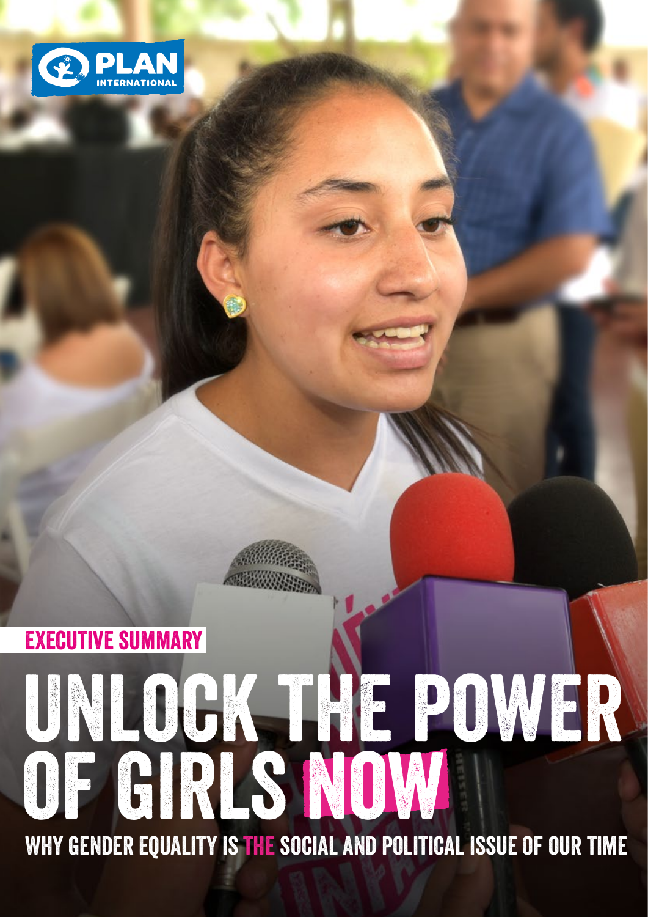PLAN INTERNATIONAL

EXECUTIVE SUMMARY

# UNLOCK THE POWER OF GIRLS NOW

## WHY GENDER EQUALITY IS THE SOCIAL AND POLITICAL ISSUE OF OUR TIME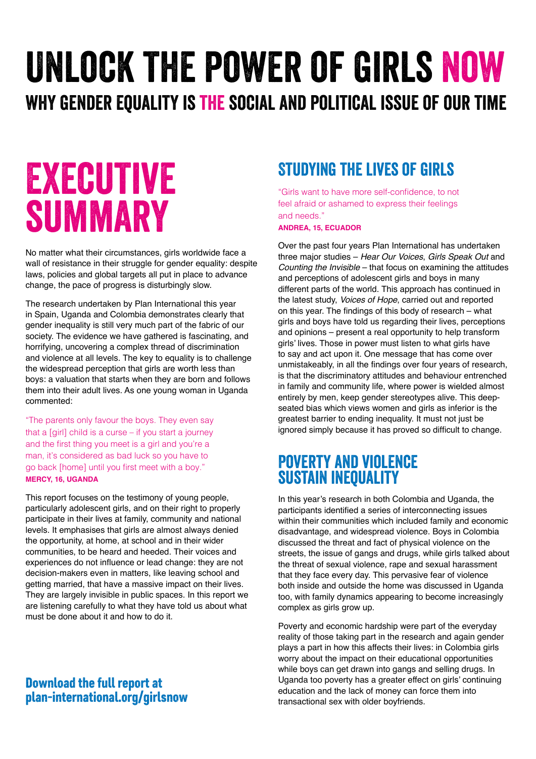# UNLOCK THE POWER OF GIRLS NOW

## WHY GENDER EQUALITY IS THE SOCIAL AND POLITICAL ISSUE OF OUR TIME

# EXECUTIVE SUMMARY

No matter what their circumstances, girls worldwide face a wall of resistance in their struggle for gender equality: despite laws, policies and global targets all put in place to advance change, the pace of progress is disturbingly slow.

The research undertaken by Plan International this year in Spain, Uganda and Colombia demonstrates clearly that gender inequality is still very much part of the fabric of our society. The evidence we have gathered is fascinating, and horrifying, uncovering a complex thread of discrimination and violence at all levels. The key to equality is to challenge the widespread perception that girls are worth less than boys: a valuation that starts when they are born and follows them into their adult lives. As one young woman in Uganda commented:

> "The parents only favour the boys. They even say that a [girl] child is a curse – if you start a journey and the first thing you meet is a girl and you're a man, it's considered as bad luck so you have to go back [home] until you first meet with a boy."
>
> **MERCY, 16, UGANDA**

This report focuses on the testimony of young people, particularly adolescent girls, and on their right to properly participate in their lives at family, community and national levels. It emphasises that girls are almost always denied the opportunity, at home, at school and in their wider communities, to be heard and heeded. Their voices and experiences do not influence or lead change: they are not decision-makers even in matters, like leaving school and getting married, that have a massive impact on their lives. They are largely invisible in public spaces. In this report we are listening carefully to what they have told us about what must be done about it and how to do it.

**Download the full report at plan-international.org/girlsnow**

## STUDYING THE LIVES OF GIRLS

> "Girls want to have more self-confidence, to not feel afraid or ashamed to express their feelings and needs."
>
> **ANDREA, 15, ECUADOR**

Over the past four years Plan International has undertaken three major studies – *Hear Our Voices*, *Girls Speak Out* and *Counting the Invisible* – that focus on examining the attitudes and perceptions of adolescent girls and boys in many different parts of the world. This approach has continued in the latest study, *Voices of Hope*, carried out and reported on this year. The findings of this body of research – what girls and boys have told us regarding their lives, perceptions and opinions – present a real opportunity to help transform girls' lives. Those in power must listen to what girls have to say and act upon it. One message that has come over unmistakeably, in all the findings over four years of research, is that the discriminatory attitudes and behaviour entrenched in family and community life, where power is wielded almost entirely by men, keep gender stereotypes alive. This deep-seated bias which views women and girls as inferior is the greatest barrier to ending inequality. It must not just be ignored simply because it has proved so difficult to change.

## POVERTY AND VIOLENCE SUSTAIN INEQUALITY

In this year's research in both Colombia and Uganda, the participants identified a series of interconnecting issues within their communities which included family and economic disadvantage, and widespread violence. Boys in Colombia discussed the threat and fact of physical violence on the streets, the issue of gangs and drugs, while girls talked about the threat of sexual violence, rape and sexual harassment that they face every day. This pervasive fear of violence both inside and outside the home was discussed in Uganda too, with family dynamics appearing to become increasingly complex as girls grow up.

Poverty and economic hardship were part of the everyday reality of those taking part in the research and again gender plays a part in how this affects their lives: in Colombia girls worry about the impact on their educational opportunities while boys can get drawn into gangs and selling drugs. In Uganda too poverty has a greater effect on girls' continuing education and the lack of money can force them into transactional sex with older boyfriends.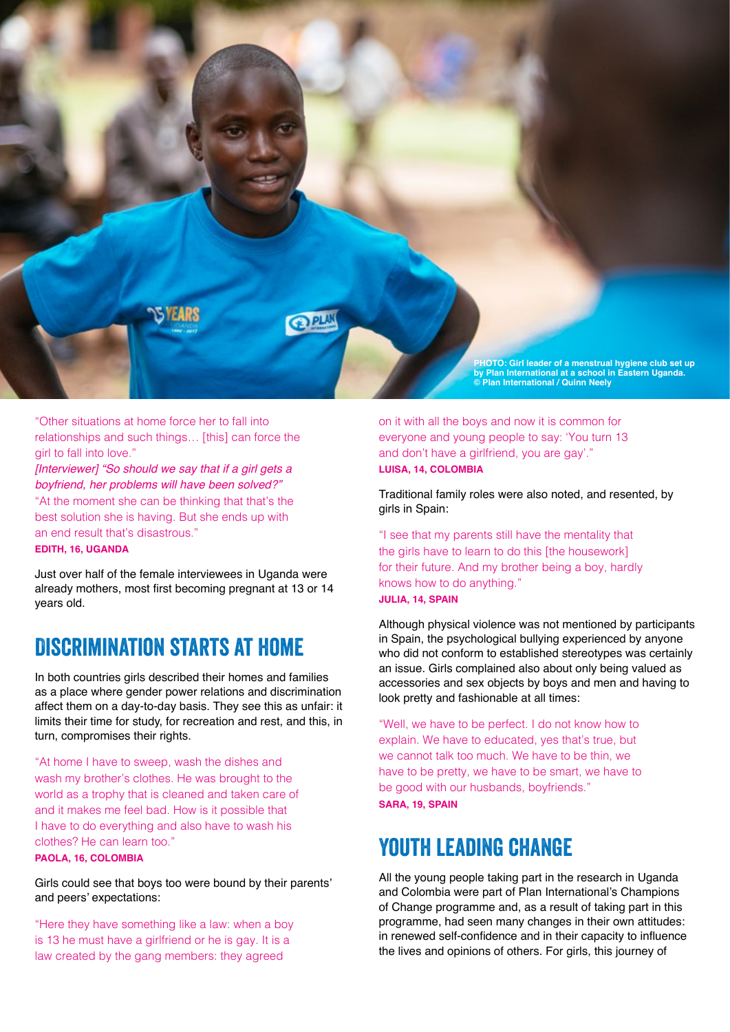PHOTO: Girl leader of a menstrual hygiene club set up by Plan International at a school in Eastern Uganda. © Plan International / Quinn Neely

"Other situations at home force her to fall into relationships and such things… [this] can force the girl to fall into love."
*[Interviewer] "So should we say that if a girl gets a boyfriend, her problems will have been solved?"*
"At the moment she can be thinking that that's the best solution she is having. But she ends up with an end result that's disastrous."
**EDITH, 16, UGANDA**

Just over half of the female interviewees in Uganda were already mothers, most first becoming pregnant at 13 or 14 years old.

## DISCRIMINATION STARTS AT HOME

In both countries girls described their homes and families as a place where gender power relations and discrimination affect them on a day-to-day basis. They see this as unfair: it limits their time for study, for recreation and rest, and this, in turn, compromises their rights.

"At home I have to sweep, wash the dishes and wash my brother's clothes. He was brought to the world as a trophy that is cleaned and taken care of and it makes me feel bad. How is it possible that I have to do everything and also have to wash his clothes? He can learn too."
**PAOLA, 16, COLOMBIA**

Girls could see that boys too were bound by their parents' and peers' expectations:

"Here they have something like a law: when a boy is 13 he must have a girlfriend or he is gay. It is a law created by the gang members: they agreed on it with all the boys and now it is common for everyone and young people to say: 'You turn 13 and don't have a girlfriend, you are gay'."
**LUISA, 14, COLOMBIA**

Traditional family roles were also noted, and resented, by girls in Spain:

"I see that my parents still have the mentality that the girls have to learn to do this [the housework] for their future. And my brother being a boy, hardly knows how to do anything."
**JULIA, 14, SPAIN**

Although physical violence was not mentioned by participants in Spain, the psychological bullying experienced by anyone who did not conform to established stereotypes was certainly an issue. Girls complained also about only being valued as accessories and sex objects by boys and men and having to look pretty and fashionable at all times:

"Well, we have to be perfect. I do not know how to explain. We have to educated, yes that's true, but we cannot talk too much. We have to be thin, we have to be pretty, we have to be smart, we have to be good with our husbands, boyfriends."
**SARA, 19, SPAIN**

## YOUTH LEADING CHANGE

All the young people taking part in the research in Uganda and Colombia were part of Plan International's Champions of Change programme and, as a result of taking part in this programme, had seen many changes in their own attitudes: in renewed self-confidence and in their capacity to influence the lives and opinions of others. For girls, this journey of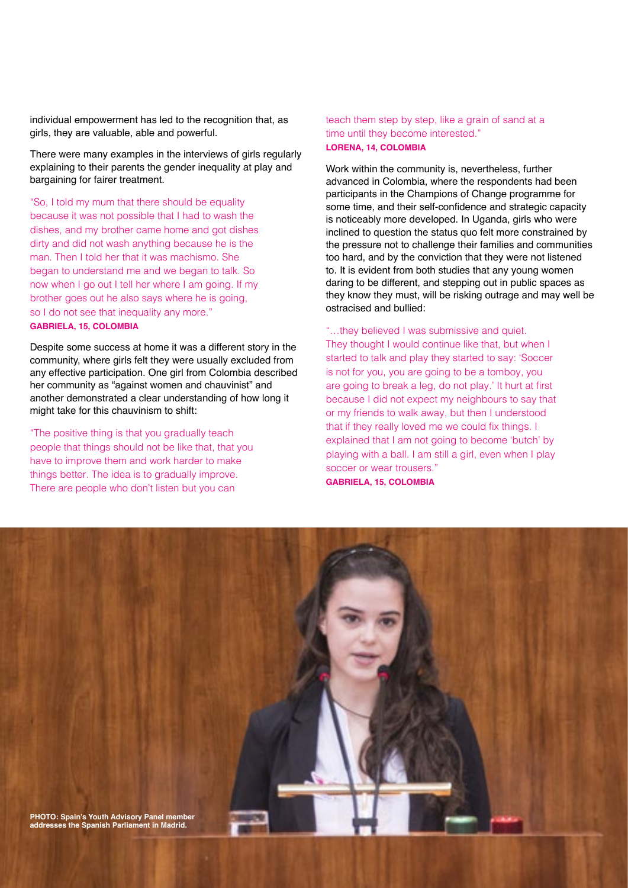individual empowerment has led to the recognition that, as girls, they are valuable, able and powerful.

There were many examples in the interviews of girls regularly explaining to their parents the gender inequality at play and bargaining for fairer treatment.

> "So, I told my mum that there should be equality because it was not possible that I had to wash the dishes, and my brother came home and got dishes dirty and did not wash anything because he is the man. Then I told her that it was machismo. She began to understand me and we began to talk. So now when I go out I tell her where I am going. If my brother goes out he also says where he is going, so I do not see that inequality any more."
>
> **GABRIELA, 15, COLOMBIA**

Despite some success at home it was a different story in the community, where girls felt they were usually excluded from any effective participation. One girl from Colombia described her community as "against women and chauvinist" and another demonstrated a clear understanding of how long it might take for this chauvinism to shift:

> "The positive thing is that you gradually teach people that things should not be like that, that you have to improve them and work harder to make things better. The idea is to gradually improve. There are people who don't listen but you can teach them step by step, like a grain of sand at a time until they become interested."
>
> **LORENA, 14, COLOMBIA**

Work within the community is, nevertheless, further advanced in Colombia, where the respondents had been participants in the Champions of Change programme for some time, and their self-confidence and strategic capacity is noticeably more developed. In Uganda, girls who were inclined to question the status quo felt more constrained by the pressure not to challenge their families and communities too hard, and by the conviction that they were not listened to. It is evident from both studies that any young women daring to be different, and stepping out in public spaces as they know they must, will be risking outrage and may well be ostracised and bullied:

> "…they believed I was submissive and quiet. They thought I would continue like that, but when I started to talk and play they started to say: 'Soccer is not for you, you are going to be a tomboy, you are going to break a leg, do not play.' It hurt at first because I did not expect my neighbours to say that or my friends to walk away, but then I understood that if they really loved me we could fix things. I explained that I am not going to become 'butch' by playing with a ball. I am still a girl, even when I play soccer or wear trousers."
>
> **GABRIELA, 15, COLOMBIA**

**PHOTO: Spain's Youth Advisory Panel member addresses the Spanish Parliament in Madrid.**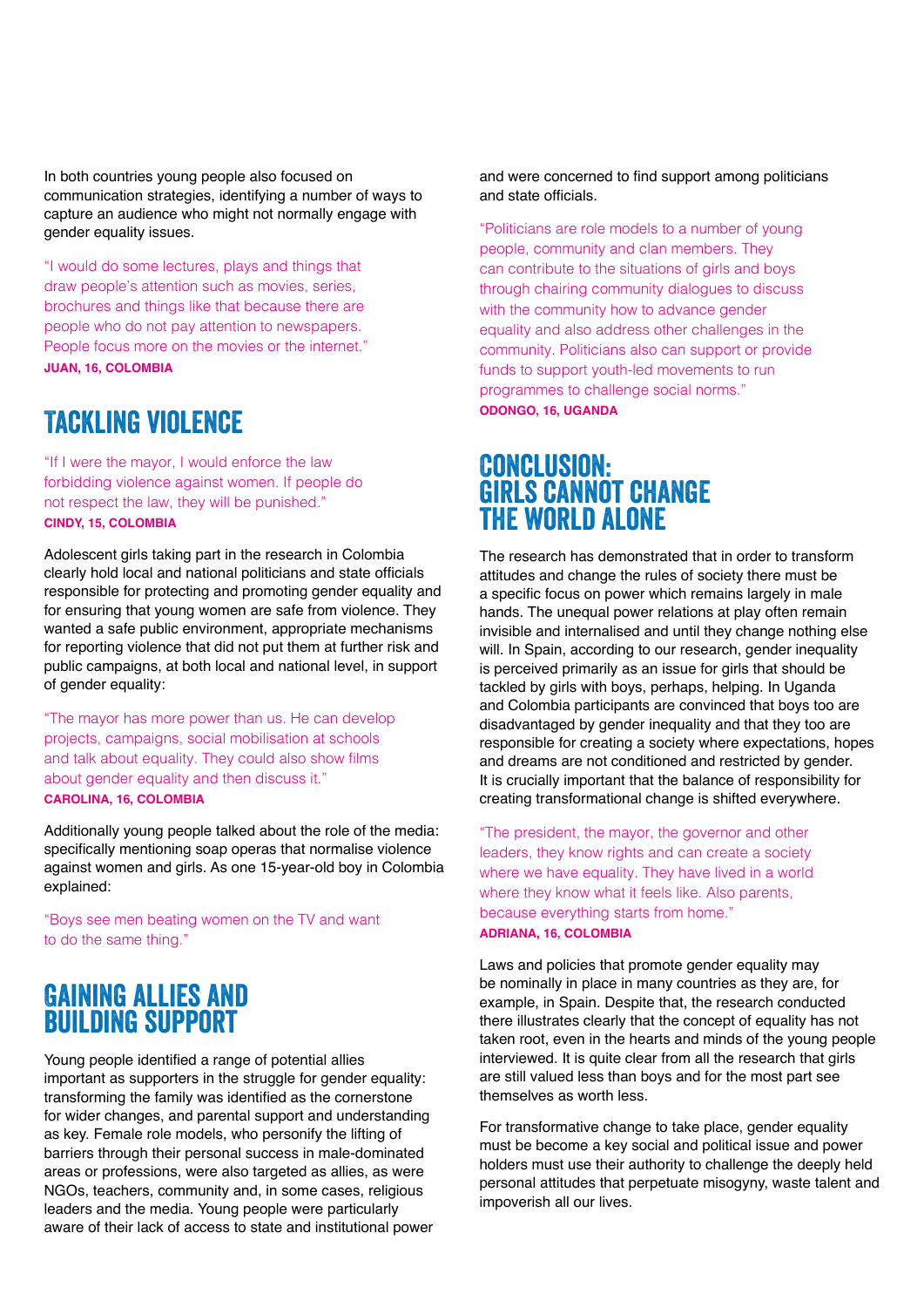In both countries young people also focused on communication strategies, identifying a number of ways to capture an audience who might not normally engage with gender equality issues.

"I would do some lectures, plays and things that draw people's attention such as movies, series, brochures and things like that because there are people who do not pay attention to newspapers. People focus more on the movies or the internet."
**JUAN, 16, COLOMBIA**

## TACKLING VIOLENCE

"If I were the mayor, I would enforce the law forbidding violence against women. If people do not respect the law, they will be punished."
**CINDY, 15, COLOMBIA**

Adolescent girls taking part in the research in Colombia clearly hold local and national politicians and state officials responsible for protecting and promoting gender equality and for ensuring that young women are safe from violence. They wanted a safe public environment, appropriate mechanisms for reporting violence that did not put them at further risk and public campaigns, at both local and national level, in support of gender equality:

"The mayor has more power than us. He can develop projects, campaigns, social mobilisation at schools and talk about equality. They could also show films about gender equality and then discuss it."
**CAROLINA, 16, COLOMBIA**

Additionally young people talked about the role of the media: specifically mentioning soap operas that normalise violence against women and girls. As one 15-year-old boy in Colombia explained:

"Boys see men beating women on the TV and want to do the same thing."

## GAINING ALLIES AND BUILDING SUPPORT

Young people identified a range of potential allies important as supporters in the struggle for gender equality: transforming the family was identified as the cornerstone for wider changes, and parental support and understanding as key. Female role models, who personify the lifting of barriers through their personal success in male-dominated areas or professions, were also targeted as allies, as were NGOs, teachers, community and, in some cases, religious leaders and the media. Young people were particularly aware of their lack of access to state and institutional power and were concerned to find support among politicians and state officials.

"Politicians are role models to a number of young people, community and clan members. They can contribute to the situations of girls and boys through chairing community dialogues to discuss with the community how to advance gender equality and also address other challenges in the community. Politicians also can support or provide funds to support youth-led movements to run programmes to challenge social norms."
**ODONGO, 16, UGANDA**

## CONCLUSION: GIRLS CANNOT CHANGE THE WORLD ALONE

The research has demonstrated that in order to transform attitudes and change the rules of society there must be a specific focus on power which remains largely in male hands. The unequal power relations at play often remain invisible and internalised and until they change nothing else will. In Spain, according to our research, gender inequality is perceived primarily as an issue for girls that should be tackled by girls with boys, perhaps, helping. In Uganda and Colombia participants are convinced that boys too are disadvantaged by gender inequality and that they too are responsible for creating a society where expectations, hopes and dreams are not conditioned and restricted by gender. It is crucially important that the balance of responsibility for creating transformational change is shifted everywhere.

"The president, the mayor, the governor and other leaders, they know rights and can create a society where we have equality. They have lived in a world where they know what it feels like. Also parents, because everything starts from home."
**ADRIANA, 16, COLOMBIA**

Laws and policies that promote gender equality may be nominally in place in many countries as they are, for example, in Spain. Despite that, the research conducted there illustrates clearly that the concept of equality has not taken root, even in the hearts and minds of the young people interviewed. It is quite clear from all the research that girls are still valued less than boys and for the most part see themselves as worth less.

For transformative change to take place, gender equality must be become a key social and political issue and power holders must use their authority to challenge the deeply held personal attitudes that perpetuate misogyny, waste talent and impoverish all our lives.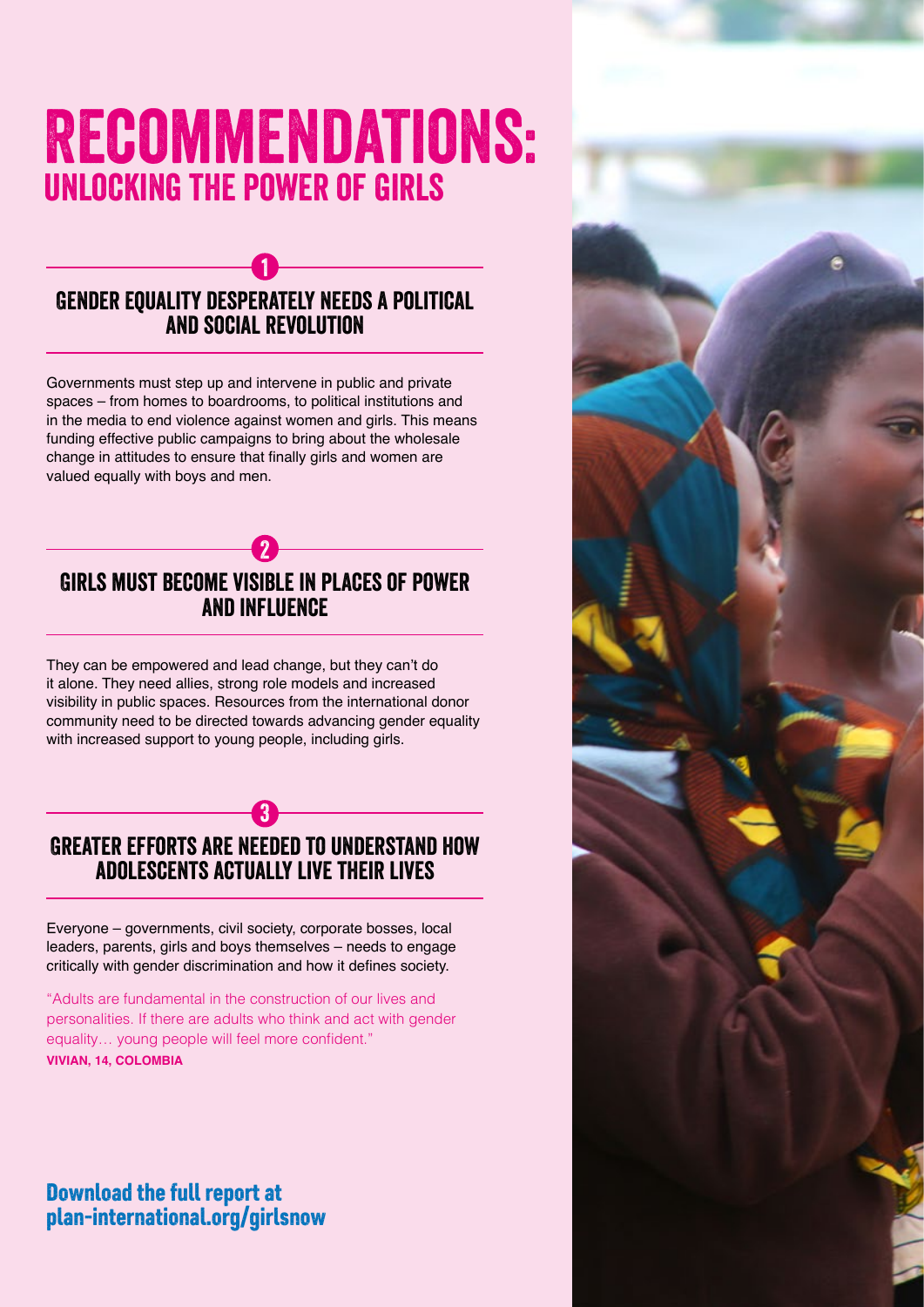# RECOMMENDATIONS:

## UNLOCKING THE POWER OF GIRLS

### 1

### GENDER EQUALITY DESPERATELY NEEDS A POLITICAL AND SOCIAL REVOLUTION

Governments must step up and intervene in public and private spaces – from homes to boardrooms, to political institutions and in the media to end violence against women and girls. This means funding effective public campaigns to bring about the wholesale change in attitudes to ensure that finally girls and women are valued equally with boys and men.

### 2

### GIRLS MUST BECOME VISIBLE IN PLACES OF POWER AND INFLUENCE

They can be empowered and lead change, but they can't do it alone. They need allies, strong role models and increased visibility in public spaces. Resources from the international donor community need to be directed towards advancing gender equality with increased support to young people, including girls.

### 3

### GREATER EFFORTS ARE NEEDED TO UNDERSTAND HOW ADOLESCENTS ACTUALLY LIVE THEIR LIVES

Everyone – governments, civil society, corporate bosses, local leaders, parents, girls and boys themselves – needs to engage critically with gender discrimination and how it defines society.

"Adults are fundamental in the construction of our lives and personalities. If there are adults who think and act with gender equality… young people will feel more confident."
**VIVIAN, 14, COLOMBIA**

**Download the full report at plan-international.org/girlsnow**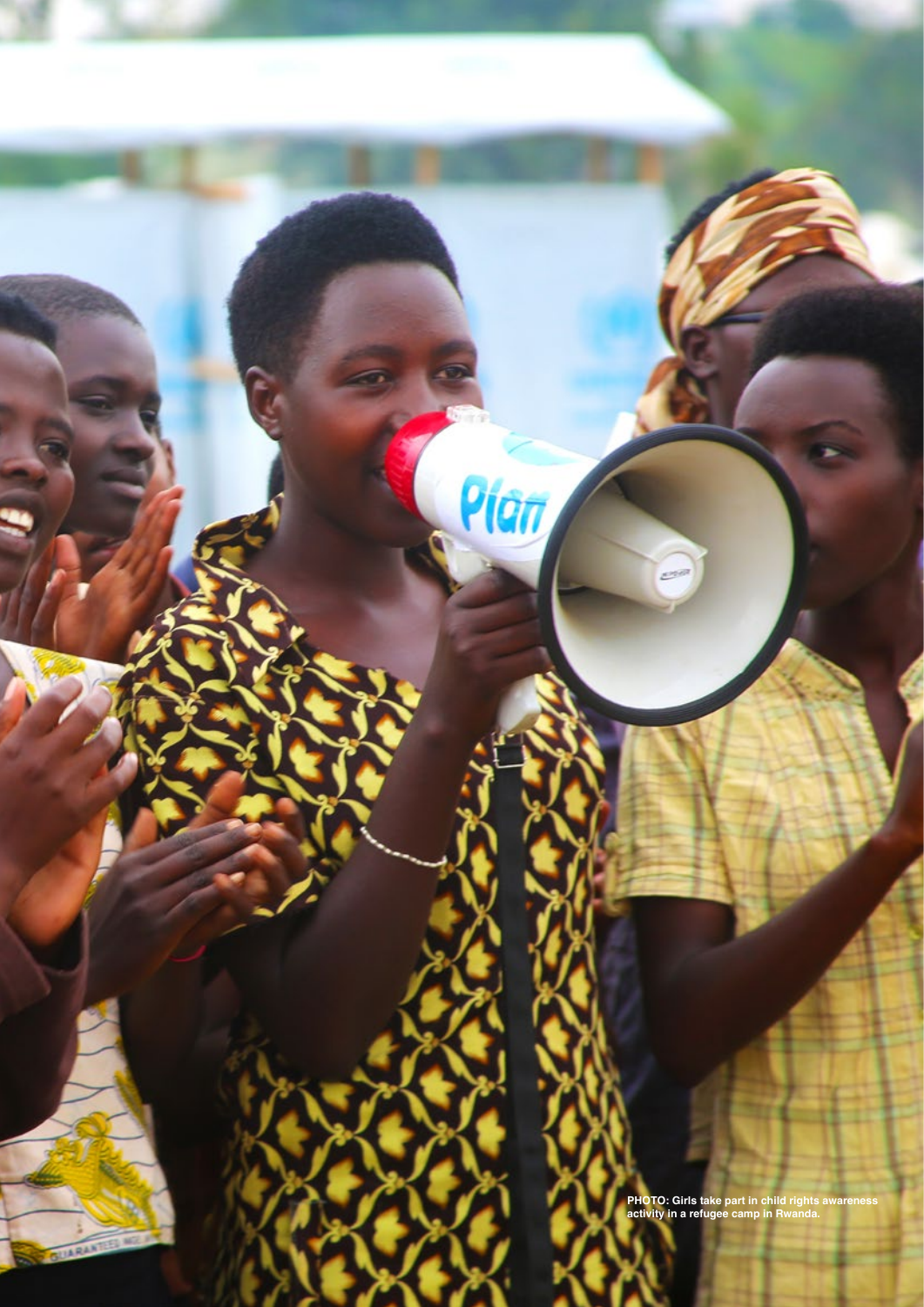PHOTO: Girls take part in child rights awareness activity in a refugee camp in Rwanda.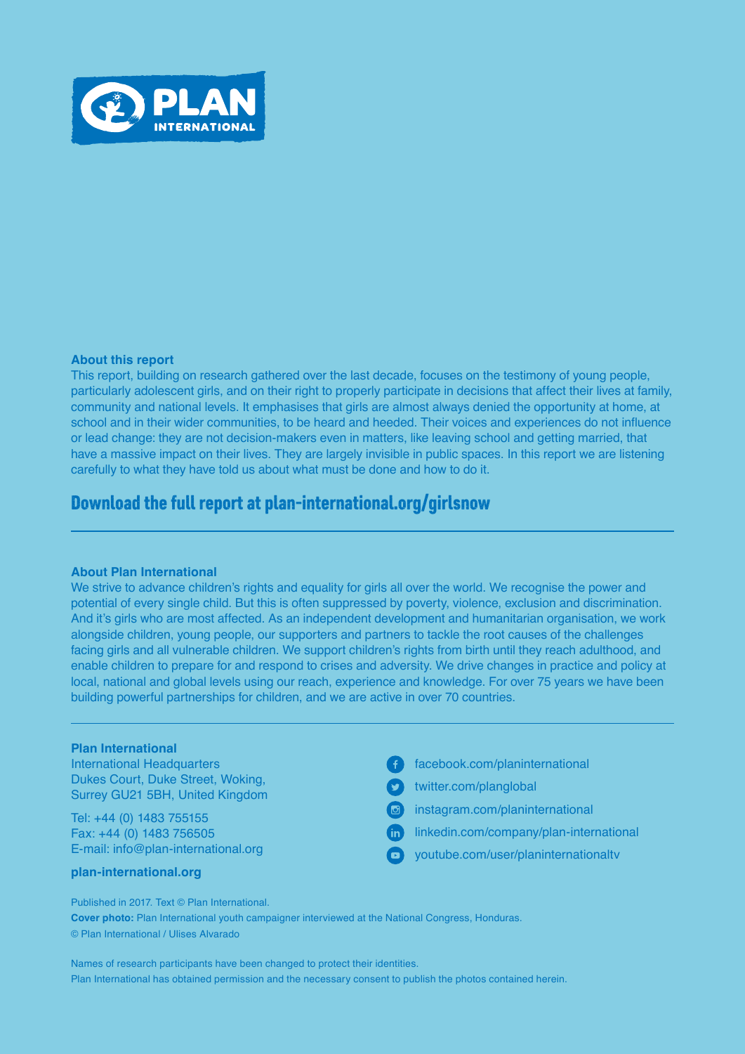PLAN INTERNATIONAL

**About this report**

This report, building on research gathered over the last decade, focuses on the testimony of young people, particularly adolescent girls, and on their right to properly participate in decisions that affect their lives at family, community and national levels. It emphasises that girls are almost always denied the opportunity at home, at school and in their wider communities, to be heard and heeded. Their voices and experiences do not influence or lead change: they are not decision-makers even in matters, like leaving school and getting married, that have a massive impact on their lives. They are largely invisible in public spaces. In this report we are listening carefully to what they have told us about what must be done and how to do it.

## Download the full report at plan-international.org/girlsnow

**About Plan International**

We strive to advance children's rights and equality for girls all over the world. We recognise the power and potential of every single child. But this is often suppressed by poverty, violence, exclusion and discrimination. And it's girls who are most affected. As an independent development and humanitarian organisation, we work alongside children, young people, our supporters and partners to tackle the root causes of the challenges facing girls and all vulnerable children. We support children's rights from birth until they reach adulthood, and enable children to prepare for and respond to crises and adversity. We drive changes in practice and policy at local, national and global levels using our reach, experience and knowledge. For over 75 years we have been building powerful partnerships for children, and we are active in over 70 countries.

**Plan International**
International Headquarters
Dukes Court, Duke Street, Woking,
Surrey GU21 5BH, United Kingdom

Tel: +44 (0) 1483 755155
Fax: +44 (0) 1483 756505
E-mail: info@plan-international.org

**plan-international.org**

- facebook.com/planinternational
- twitter.com/planglobal
- instagram.com/planinternational
- linkedin.com/company/plan-international
- youtube.com/user/planinternationaltv

Published in 2017. Text © Plan International.
**Cover photo:** Plan International youth campaigner interviewed at the National Congress, Honduras.
© Plan International / Ulises Alvarado

Names of research participants have been changed to protect their identities.
Plan International has obtained permission and the necessary consent to publish the photos contained herein.